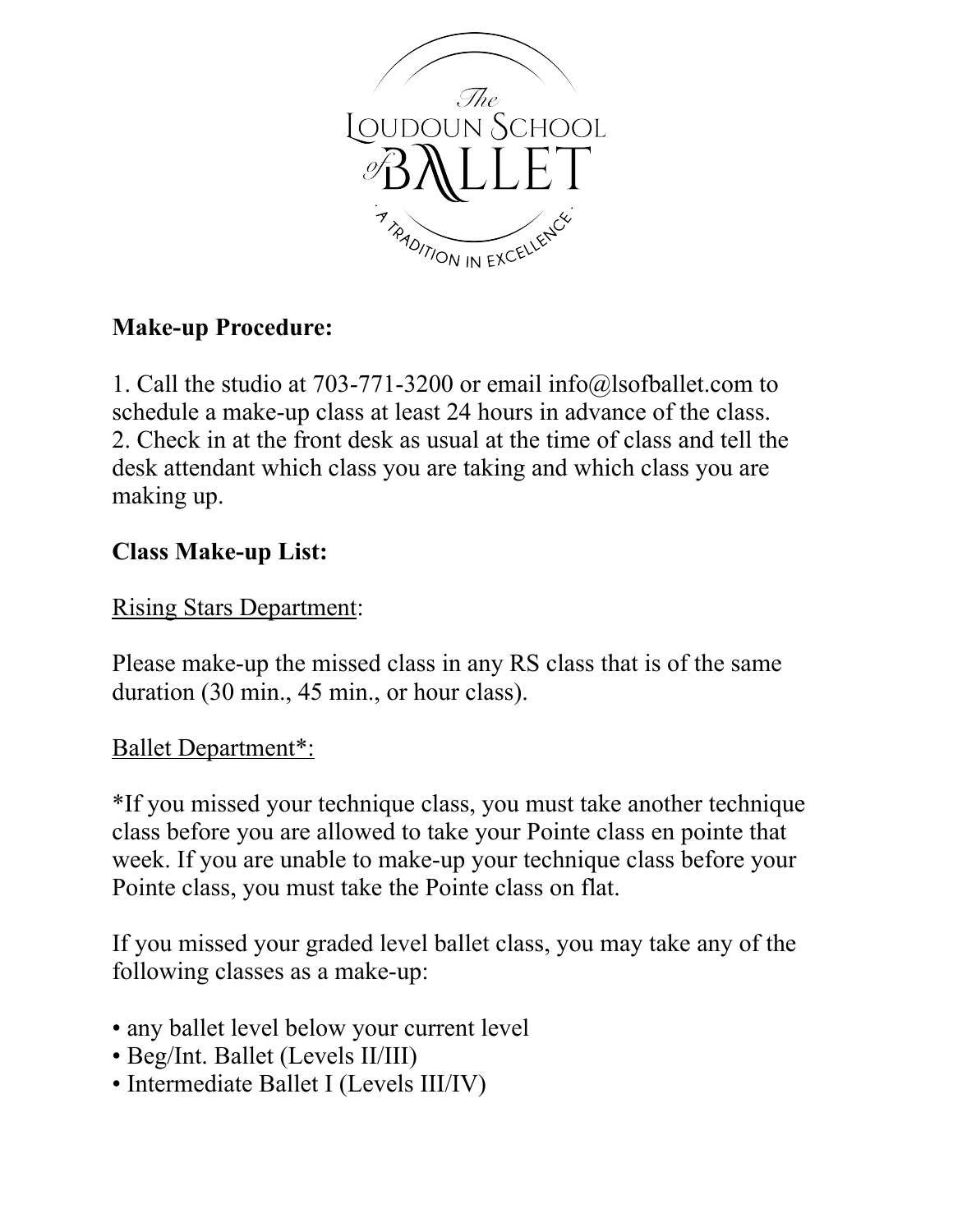The Loudoun School of Ballet

· A Tradition in Excellence ·

**Make-up Procedure:**

1. Call the studio at 703-771-3200 or email info@lsofballet.com to schedule a make-up class at least 24 hours in advance of the class.
2. Check in at the front desk as usual at the time of class and tell the desk attendant which class you are taking and which class you are making up.

**Class Make-up List:**

<u>Rising Stars Department</u>:

Please make-up the missed class in any RS class that is of the same duration (30 min., 45 min., or hour class).

<u>Ballet Department*:</u>

*If you missed your technique class, you must take another technique class before you are allowed to take your Pointe class en pointe that week. If you are unable to make-up your technique class before your Pointe class, you must take the Pointe class on flat.

If you missed your graded level ballet class, you may take any of the following classes as a make-up:

- any ballet level below your current level
- Beg/Int. Ballet (Levels II/III)
- Intermediate Ballet I (Levels III/IV)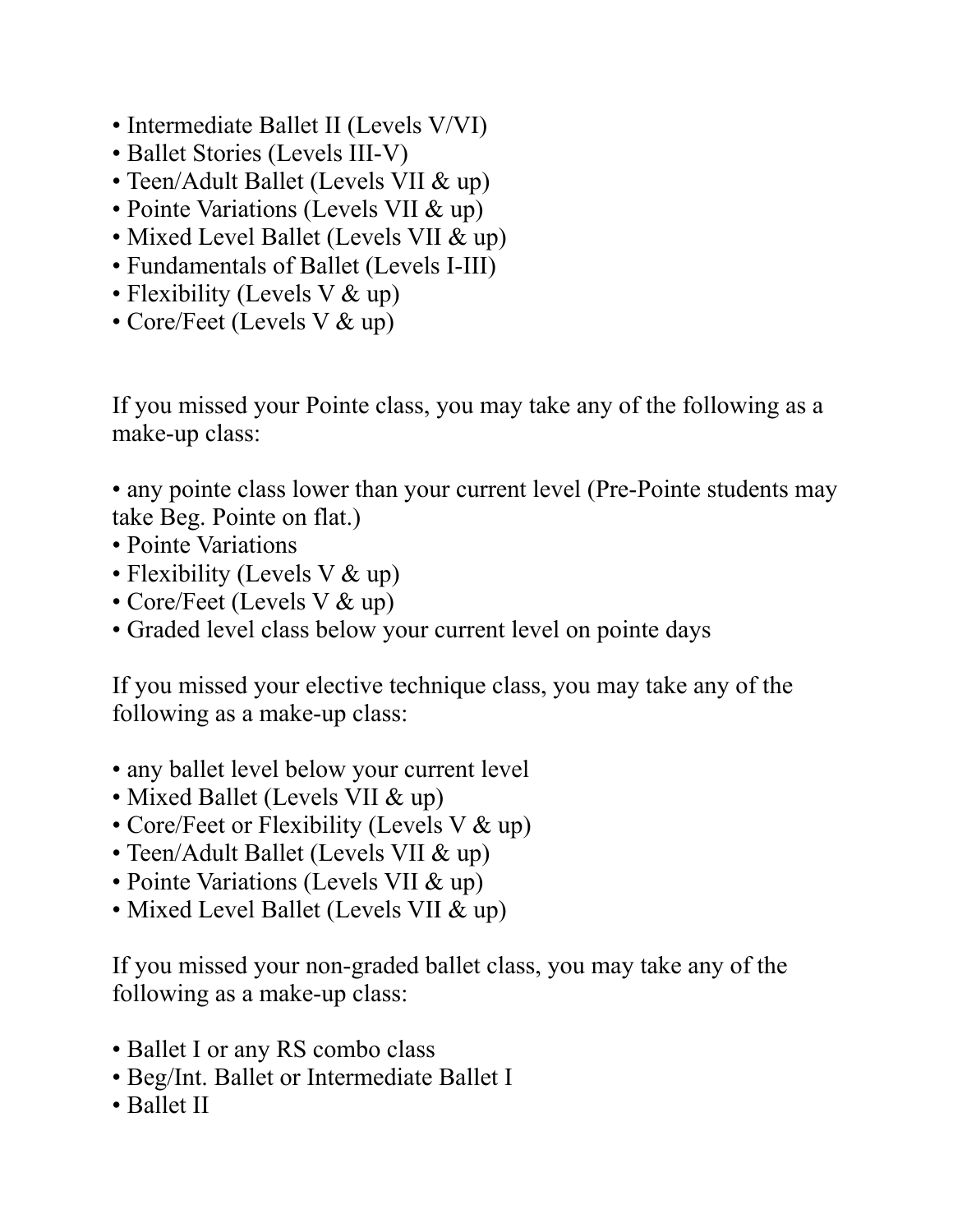- Intermediate Ballet II (Levels V/VI)
- Ballet Stories (Levels III-V)
- Teen/Adult Ballet (Levels VII & up)
- Pointe Variations (Levels VII & up)
- Mixed Level Ballet (Levels VII & up)
- Fundamentals of Ballet (Levels I-III)
- Flexibility (Levels V & up)
- Core/Feet (Levels V & up)

If you missed your Pointe class, you may take any of the following as a make-up class:

- any pointe class lower than your current level (Pre-Pointe students may take Beg. Pointe on flat.)
- Pointe Variations
- Flexibility (Levels V & up)
- Core/Feet (Levels V & up)
- Graded level class below your current level on pointe days

If you missed your elective technique class, you may take any of the following as a make-up class:

- any ballet level below your current level
- Mixed Ballet (Levels VII & up)
- Core/Feet or Flexibility (Levels V & up)
- Teen/Adult Ballet (Levels VII & up)
- Pointe Variations (Levels VII & up)
- Mixed Level Ballet (Levels VII & up)

If you missed your non-graded ballet class, you may take any of the following as a make-up class:

- Ballet I or any RS combo class
- Beg/Int. Ballet or Intermediate Ballet I
- Ballet II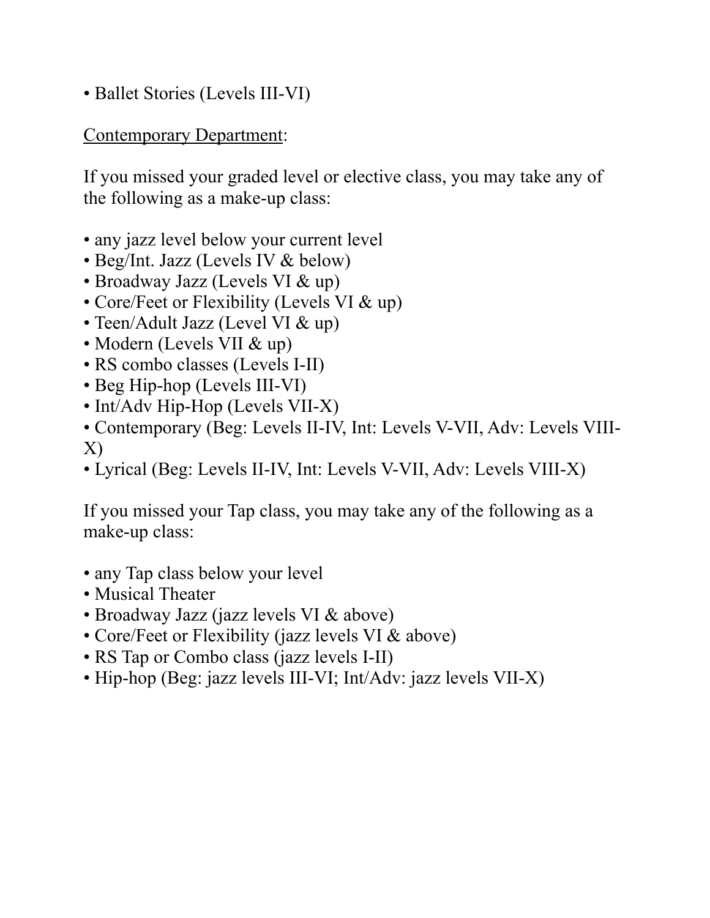- Ballet Stories (Levels III-VI)

<u>Contemporary Department</u>:

If you missed your graded level or elective class, you may take any of the following as a make-up class:

- any jazz level below your current level
- Beg/Int. Jazz (Levels IV & below)
- Broadway Jazz (Levels VI & up)
- Core/Feet or Flexibility (Levels VI & up)
- Teen/Adult Jazz (Level VI & up)
- Modern (Levels VII & up)
- RS combo classes (Levels I-II)
- Beg Hip-hop (Levels III-VI)
- Int/Adv Hip-Hop (Levels VII-X)
- Contemporary (Beg: Levels II-IV, Int: Levels V-VII, Adv: Levels VIII-X)
- Lyrical (Beg: Levels II-IV, Int: Levels V-VII, Adv: Levels VIII-X)

If you missed your Tap class, you may take any of the following as a make-up class:

- any Tap class below your level
- Musical Theater
- Broadway Jazz (jazz levels VI & above)
- Core/Feet or Flexibility (jazz levels VI & above)
- RS Tap or Combo class (jazz levels I-II)
- Hip-hop (Beg: jazz levels III-VI; Int/Adv: jazz levels VII-X)